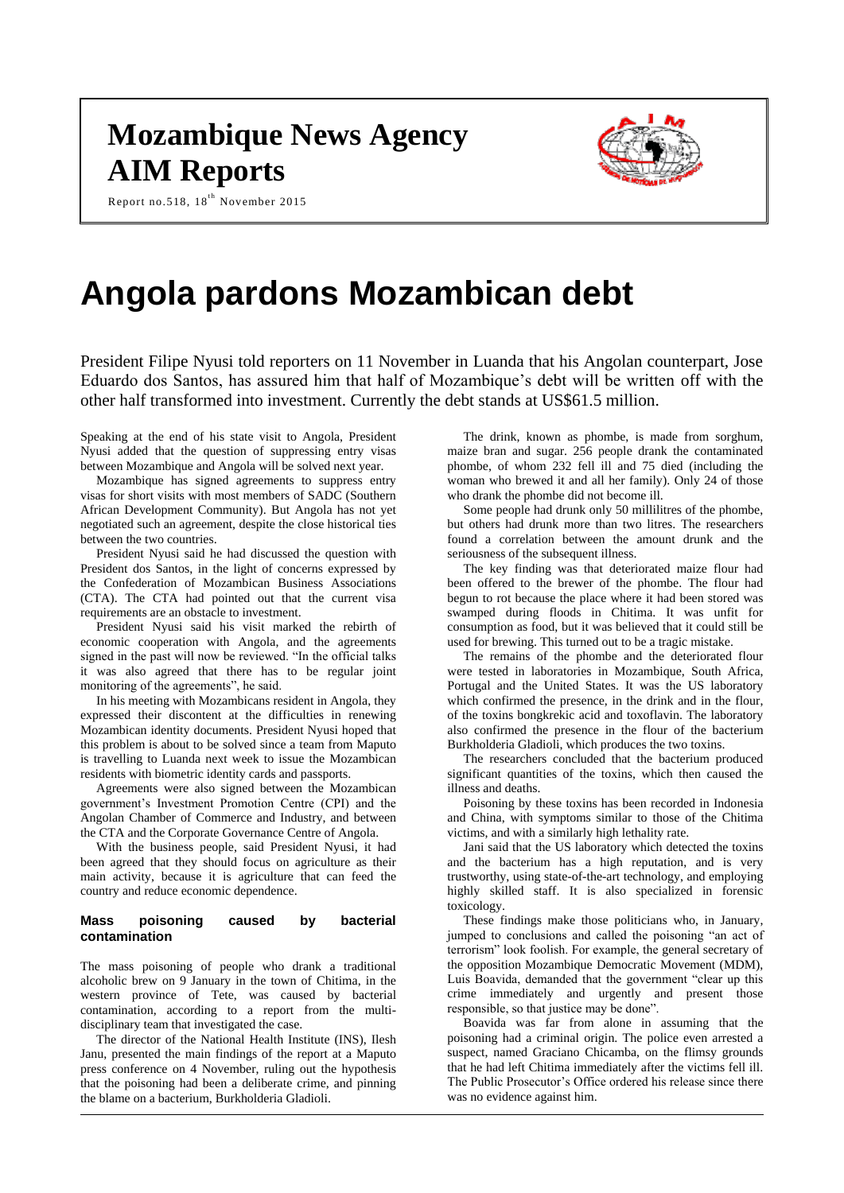# Mozambique News Agency AIM Reports

Report no.518, 18th November 2015

# Angola pardons Mozambican debt

President Filipe Nyusi told reporters on 11 November in Luanda that his Angolan counterpart, Jose Eduardo dos Santos, has assured him that half of Mozambique's debt will be written off with the other half transformed into investment. Currently the debt stands at US$61.5 million.

Speaking at the end of his state visit to Angola, President Nyusi added that the question of suppressing entry visas between Mozambique and Angola will be solved next year.

Mozambique has signed agreements to suppress entry visas for short visits with most members of SADC (Southern African Development Community). But Angola has not yet negotiated such an agreement, despite the close historical ties between the two countries.

President Nyusi said he had discussed the question with President dos Santos, in the light of concerns expressed by the Confederation of Mozambican Business Associations (CTA). The CTA had pointed out that the current visa requirements are an obstacle to investment.

President Nyusi said his visit marked the rebirth of economic cooperation with Angola, and the agreements signed in the past will now be reviewed. "In the official talks it was also agreed that there has to be regular joint monitoring of the agreements", he said.

In his meeting with Mozambicans resident in Angola, they expressed their discontent at the difficulties in renewing Mozambican identity documents. President Nyusi hoped that this problem is about to be solved since a team from Maputo is travelling to Luanda next week to issue the Mozambican residents with biometric identity cards and passports.

Agreements were also signed between the Mozambican government's Investment Promotion Centre (CPI) and the Angolan Chamber of Commerce and Industry, and between the CTA and the Corporate Governance Centre of Angola.

With the business people, said President Nyusi, it had been agreed that they should focus on agriculture as their main activity, because it is agriculture that can feed the country and reduce economic dependence.

### Mass poisoning caused by bacterial contamination

The mass poisoning of people who drank a traditional alcoholic brew on 9 January in the town of Chitima, in the western province of Tete, was caused by bacterial contamination, according to a report from the multi-disciplinary team that investigated the case.

The director of the National Health Institute (INS), Ilesh Janu, presented the main findings of the report at a Maputo press conference on 4 November, ruling out the hypothesis that the poisoning had been a deliberate crime, and pinning the blame on a bacterium, Burkholderia Gladioli.

The drink, known as phombe, is made from sorghum, maize bran and sugar. 256 people drank the contaminated phombe, of whom 232 fell ill and 75 died (including the woman who brewed it and all her family). Only 24 of those who drank the phombe did not become ill.

Some people had drunk only 50 millilitres of the phombe, but others had drunk more than two litres. The researchers found a correlation between the amount drunk and the seriousness of the subsequent illness.

The key finding was that deteriorated maize flour had been offered to the brewer of the phombe. The flour had begun to rot because the place where it had been stored was swamped during floods in Chitima. It was unfit for consumption as food, but it was believed that it could still be used for brewing. This turned out to be a tragic mistake.

The remains of the phombe and the deteriorated flour were tested in laboratories in Mozambique, South Africa, Portugal and the United States. It was the US laboratory which confirmed the presence, in the drink and in the flour, of the toxins bongkrekic acid and toxoflavin. The laboratory also confirmed the presence in the flour of the bacterium Burkholderia Gladioli, which produces the two toxins.

The researchers concluded that the bacterium produced significant quantities of the toxins, which then caused the illness and deaths.

Poisoning by these toxins has been recorded in Indonesia and China, with symptoms similar to those of the Chitima victims, and with a similarly high lethality rate.

Jani said that the US laboratory which detected the toxins and the bacterium has a high reputation, and is very trustworthy, using state-of-the-art technology, and employing highly skilled staff. It is also specialized in forensic toxicology.

These findings make those politicians who, in January, jumped to conclusions and called the poisoning "an act of terrorism" look foolish. For example, the general secretary of the opposition Mozambique Democratic Movement (MDM), Luis Boavida, demanded that the government "clear up this crime immediately and urgently and present those responsible, so that justice may be done".

Boavida was far from alone in assuming that the poisoning had a criminal origin. The police even arrested a suspect, named Graciano Chicamba, on the flimsy grounds that he had left Chitima immediately after the victims fell ill. The Public Prosecutor's Office ordered his release since there was no evidence against him.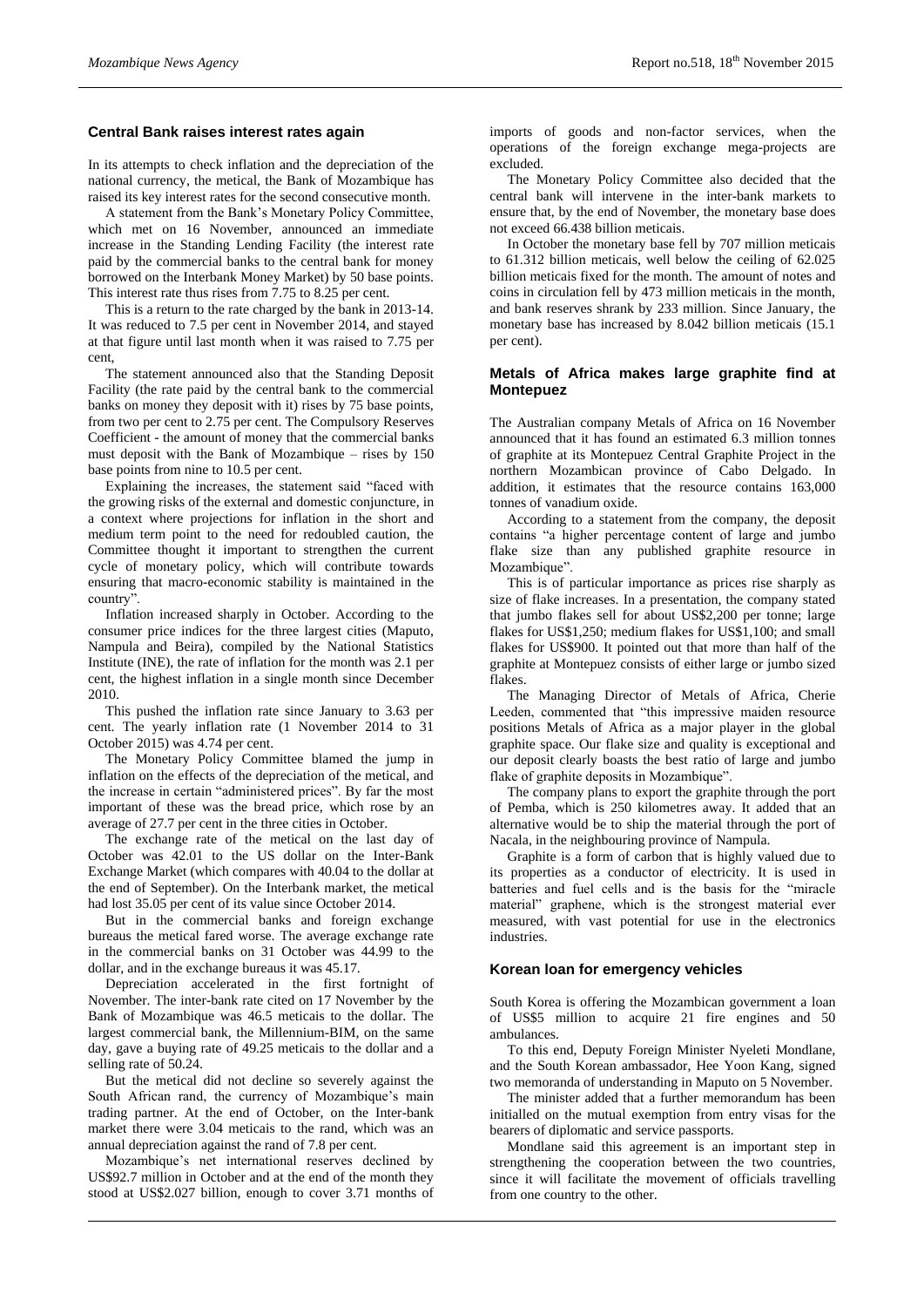## Central Bank raises interest rates again

In its attempts to check inflation and the depreciation of the national currency, the metical, the Bank of Mozambique has raised its key interest rates for the second consecutive month.

A statement from the Bank's Monetary Policy Committee, which met on 16 November, announced an immediate increase in the Standing Lending Facility (the interest rate paid by the commercial banks to the central bank for money borrowed on the Interbank Money Market) by 50 base points. This interest rate thus rises from 7.75 to 8.25 per cent.

This is a return to the rate charged by the bank in 2013-14. It was reduced to 7.5 per cent in November 2014, and stayed at that figure until last month when it was raised to 7.75 per cent,

The statement announced also that the Standing Deposit Facility (the rate paid by the central bank to the commercial banks on money they deposit with it) rises by 75 base points, from two per cent to 2.75 per cent. The Compulsory Reserves Coefficient - the amount of money that the commercial banks must deposit with the Bank of Mozambique – rises by 150 base points from nine to 10.5 per cent.

Explaining the increases, the statement said "faced with the growing risks of the external and domestic conjuncture, in a context where projections for inflation in the short and medium term point to the need for redoubled caution, the Committee thought it important to strengthen the current cycle of monetary policy, which will contribute towards ensuring that macro-economic stability is maintained in the country".

Inflation increased sharply in October. According to the consumer price indices for the three largest cities (Maputo, Nampula and Beira), compiled by the National Statistics Institute (INE), the rate of inflation for the month was 2.1 per cent, the highest inflation in a single month since December 2010.

This pushed the inflation rate since January to 3.63 per cent. The yearly inflation rate (1 November 2014 to 31 October 2015) was 4.74 per cent.

The Monetary Policy Committee blamed the jump in inflation on the effects of the depreciation of the metical, and the increase in certain "administered prices". By far the most important of these was the bread price, which rose by an average of 27.7 per cent in the three cities in October.

The exchange rate of the metical on the last day of October was 42.01 to the US dollar on the Inter-Bank Exchange Market (which compares with 40.04 to the dollar at the end of September). On the Interbank market, the metical had lost 35.05 per cent of its value since October 2014.

But in the commercial banks and foreign exchange bureaus the metical fared worse. The average exchange rate in the commercial banks on 31 October was 44.99 to the dollar, and in the exchange bureaus it was 45.17.

Depreciation accelerated in the first fortnight of November. The inter-bank rate cited on 17 November by the Bank of Mozambique was 46.5 meticais to the dollar. The largest commercial bank, the Millennium-BIM, on the same day, gave a buying rate of 49.25 meticais to the dollar and a selling rate of 50.24.

But the metical did not decline so severely against the South African rand, the currency of Mozambique's main trading partner. At the end of October, on the Inter-bank market there were 3.04 meticais to the rand, which was an annual depreciation against the rand of 7.8 per cent.

Mozambique's net international reserves declined by US$92.7 million in October and at the end of the month they stood at US$2.027 billion, enough to cover 3.71 months of imports of goods and non-factor services, when the operations of the foreign exchange mega-projects are excluded.

The Monetary Policy Committee also decided that the central bank will intervene in the inter-bank markets to ensure that, by the end of November, the monetary base does not exceed 66.438 billion meticais.

In October the monetary base fell by 707 million meticais to 61.312 billion meticais, well below the ceiling of 62.025 billion meticais fixed for the month. The amount of notes and coins in circulation fell by 473 million meticais in the month, and bank reserves shrank by 233 million. Since January, the monetary base has increased by 8.042 billion meticais (15.1 per cent).

## Metals of Africa makes large graphite find at Montepuez

The Australian company Metals of Africa on 16 November announced that it has found an estimated 6.3 million tonnes of graphite at its Montepuez Central Graphite Project in the northern Mozambican province of Cabo Delgado. In addition, it estimates that the resource contains 163,000 tonnes of vanadium oxide.

According to a statement from the company, the deposit contains "a higher percentage content of large and jumbo flake size than any published graphite resource in Mozambique".

This is of particular importance as prices rise sharply as size of flake increases. In a presentation, the company stated that jumbo flakes sell for about US$2,200 per tonne; large flakes for US$1,250; medium flakes for US$1,100; and small flakes for US$900. It pointed out that more than half of the graphite at Montepuez consists of either large or jumbo sized flakes.

The Managing Director of Metals of Africa, Cherie Leeden, commented that "this impressive maiden resource positions Metals of Africa as a major player in the global graphite space. Our flake size and quality is exceptional and our deposit clearly boasts the best ratio of large and jumbo flake of graphite deposits in Mozambique".

The company plans to export the graphite through the port of Pemba, which is 250 kilometres away. It added that an alternative would be to ship the material through the port of Nacala, in the neighbouring province of Nampula.

Graphite is a form of carbon that is highly valued due to its properties as a conductor of electricity. It is used in batteries and fuel cells and is the basis for the "miracle material" graphene, which is the strongest material ever measured, with vast potential for use in the electronics industries.

## Korean loan for emergency vehicles

South Korea is offering the Mozambican government a loan of US$5 million to acquire 21 fire engines and 50 ambulances.

To this end, Deputy Foreign Minister Nyeleti Mondlane, and the South Korean ambassador, Hee Yoon Kang, signed two memoranda of understanding in Maputo on 5 November.

The minister added that a further memorandum has been initialled on the mutual exemption from entry visas for the bearers of diplomatic and service passports.

Mondlane said this agreement is an important step in strengthening the cooperation between the two countries, since it will facilitate the movement of officials travelling from one country to the other.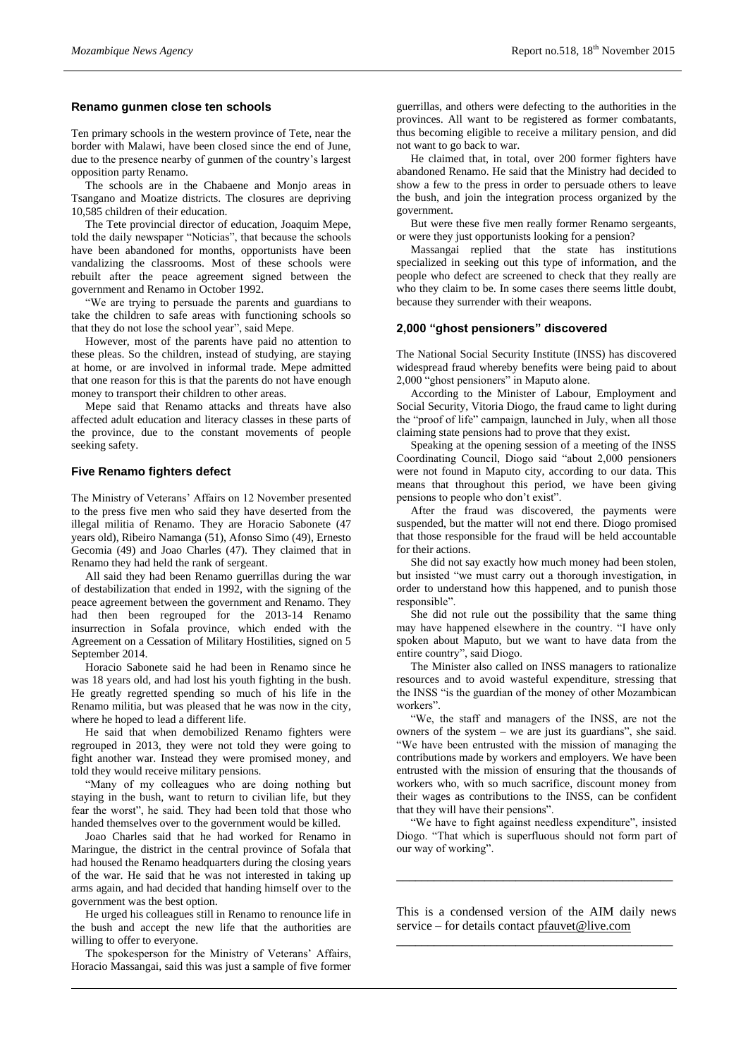## Renamo gunmen close ten schools

Ten primary schools in the western province of Tete, near the border with Malawi, have been closed since the end of June, due to the presence nearby of gunmen of the country's largest opposition party Renamo.

The schools are in the Chabaene and Monjo areas in Tsangano and Moatize districts. The closures are depriving 10,585 children of their education.

The Tete provincial director of education, Joaquim Mepe, told the daily newspaper "Noticias", that because the schools have been abandoned for months, opportunists have been vandalizing the classrooms. Most of these schools were rebuilt after the peace agreement signed between the government and Renamo in October 1992.

"We are trying to persuade the parents and guardians to take the children to safe areas with functioning schools so that they do not lose the school year", said Mepe.

However, most of the parents have paid no attention to these pleas. So the children, instead of studying, are staying at home, or are involved in informal trade. Mepe admitted that one reason for this is that the parents do not have enough money to transport their children to other areas.

Mepe said that Renamo attacks and threats have also affected adult education and literacy classes in these parts of the province, due to the constant movements of people seeking safety.

## Five Renamo fighters defect

The Ministry of Veterans' Affairs on 12 November presented to the press five men who said they have deserted from the illegal militia of Renamo. They are Horacio Sabonete (47 years old), Ribeiro Namanga (51), Afonso Simo (49), Ernesto Gecomia (49) and Joao Charles (47). They claimed that in Renamo they had held the rank of sergeant.

All said they had been Renamo guerrillas during the war of destabilization that ended in 1992, with the signing of the peace agreement between the government and Renamo. They had then been regrouped for the 2013-14 Renamo insurrection in Sofala province, which ended with the Agreement on a Cessation of Military Hostilities, signed on 5 September 2014.

Horacio Sabonete said he had been in Renamo since he was 18 years old, and had lost his youth fighting in the bush. He greatly regretted spending so much of his life in the Renamo militia, but was pleased that he was now in the city, where he hoped to lead a different life.

He said that when demobilized Renamo fighters were regrouped in 2013, they were not told they were going to fight another war. Instead they were promised money, and told they would receive military pensions.

"Many of my colleagues who are doing nothing but staying in the bush, want to return to civilian life, but they fear the worst", he said. They had been told that those who handed themselves over to the government would be killed.

Joao Charles said that he had worked for Renamo in Maringue, the district in the central province of Sofala that had housed the Renamo headquarters during the closing years of the war. He said that he was not interested in taking up arms again, and had decided that handing himself over to the government was the best option.

He urged his colleagues still in Renamo to renounce life in the bush and accept the new life that the authorities are willing to offer to everyone.

The spokesperson for the Ministry of Veterans' Affairs, Horacio Massangai, said this was just a sample of five former guerrillas, and others were defecting to the authorities in the provinces. All want to be registered as former combatants, thus becoming eligible to receive a military pension, and did not want to go back to war.

He claimed that, in total, over 200 former fighters have abandoned Renamo. He said that the Ministry had decided to show a few to the press in order to persuade others to leave the bush, and join the integration process organized by the government.

But were these five men really former Renamo sergeants, or were they just opportunists looking for a pension?

Massangai replied that the state has institutions specialized in seeking out this type of information, and the people who defect are screened to check that they really are who they claim to be. In some cases there seems little doubt, because they surrender with their weapons.

## 2,000 "ghost pensioners" discovered

The National Social Security Institute (INSS) has discovered widespread fraud whereby benefits were being paid to about 2,000 "ghost pensioners" in Maputo alone.

According to the Minister of Labour, Employment and Social Security, Vitoria Diogo, the fraud came to light during the "proof of life" campaign, launched in July, when all those claiming state pensions had to prove that they exist.

Speaking at the opening session of a meeting of the INSS Coordinating Council, Diogo said "about 2,000 pensioners were not found in Maputo city, according to our data. This means that throughout this period, we have been giving pensions to people who don't exist".

After the fraud was discovered, the payments were suspended, but the matter will not end there. Diogo promised that those responsible for the fraud will be held accountable for their actions.

She did not say exactly how much money had been stolen, but insisted "we must carry out a thorough investigation, in order to understand how this happened, and to punish those responsible".

She did not rule out the possibility that the same thing may have happened elsewhere in the country. "I have only spoken about Maputo, but we want to have data from the entire country", said Diogo.

The Minister also called on INSS managers to rationalize resources and to avoid wasteful expenditure, stressing that the INSS "is the guardian of the money of other Mozambican workers".

"We, the staff and managers of the INSS, are not the owners of the system – we are just its guardians", she said. "We have been entrusted with the mission of managing the contributions made by workers and employers. We have been entrusted with the mission of ensuring that the thousands of workers who, with so much sacrifice, discount money from their wages as contributions to the INSS, can be confident that they will have their pensions".

"We have to fight against needless expenditure", insisted Diogo. "That which is superfluous should not form part of our way of working".

---

This is a condensed version of the AIM daily news service – for details contact pfauvet@live.com

---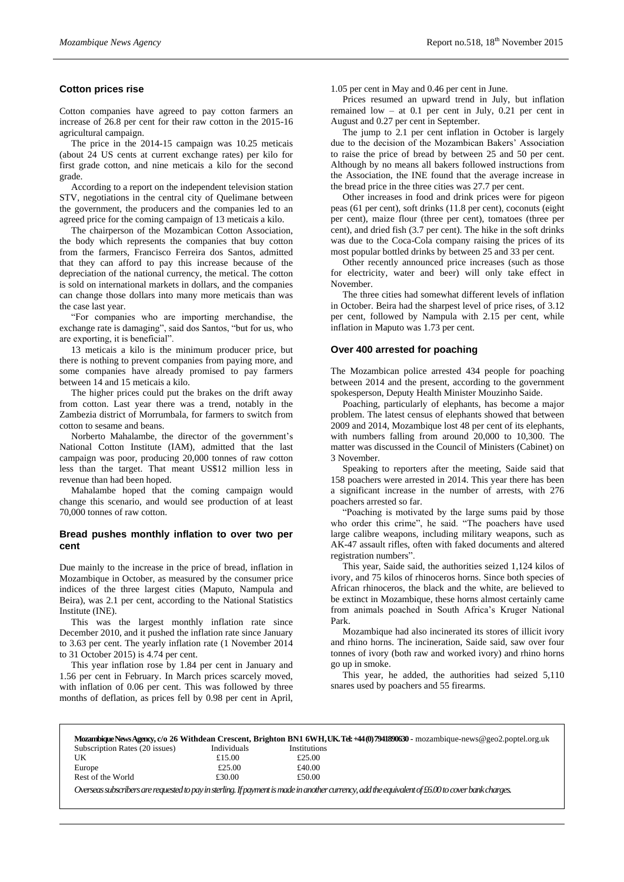## Cotton prices rise

Cotton companies have agreed to pay cotton farmers an increase of 26.8 per cent for their raw cotton in the 2015-16 agricultural campaign.

The price in the 2014-15 campaign was 10.25 meticais (about 24 US cents at current exchange rates) per kilo for first grade cotton, and nine meticais a kilo for the second grade.

According to a report on the independent television station STV, negotiations in the central city of Quelimane between the government, the producers and the companies led to an agreed price for the coming campaign of 13 meticais a kilo.

The chairperson of the Mozambican Cotton Association, the body which represents the companies that buy cotton from the farmers, Francisco Ferreira dos Santos, admitted that they can afford to pay this increase because of the depreciation of the national currency, the metical. The cotton is sold on international markets in dollars, and the companies can change those dollars into many more meticais than was the case last year.

"For companies who are importing merchandise, the exchange rate is damaging", said dos Santos, "but for us, who are exporting, it is beneficial".

13 meticais a kilo is the minimum producer price, but there is nothing to prevent companies from paying more, and some companies have already promised to pay farmers between 14 and 15 meticais a kilo.

The higher prices could put the brakes on the drift away from cotton. Last year there was a trend, notably in the Zambezia district of Morrumbala, for farmers to switch from cotton to sesame and beans.

Norberto Mahalambe, the director of the government's National Cotton Institute (IAM), admitted that the last campaign was poor, producing 20,000 tonnes of raw cotton less than the target. That meant US$12 million less in revenue than had been hoped.

Mahalambe hoped that the coming campaign would change this scenario, and would see production of at least 70,000 tonnes of raw cotton.

## Bread pushes monthly inflation to over two per cent

Due mainly to the increase in the price of bread, inflation in Mozambique in October, as measured by the consumer price indices of the three largest cities (Maputo, Nampula and Beira), was 2.1 per cent, according to the National Statistics Institute (INE).

This was the largest monthly inflation rate since December 2010, and it pushed the inflation rate since January to 3.63 per cent. The yearly inflation rate (1 November 2014 to 31 October 2015) is 4.74 per cent.

This year inflation rose by 1.84 per cent in January and 1.56 per cent in February. In March prices scarcely moved, with inflation of 0.06 per cent. This was followed by three months of deflation, as prices fell by 0.98 per cent in April, 1.05 per cent in May and 0.46 per cent in June.

Prices resumed an upward trend in July, but inflation remained low – at 0.1 per cent in July, 0.21 per cent in August and 0.27 per cent in September.

The jump to 2.1 per cent inflation in October is largely due to the decision of the Mozambican Bakers' Association to raise the price of bread by between 25 and 50 per cent. Although by no means all bakers followed instructions from the Association, the INE found that the average increase in the bread price in the three cities was 27.7 per cent.

Other increases in food and drink prices were for pigeon peas (61 per cent), soft drinks (11.8 per cent), coconuts (eight per cent), maize flour (three per cent), tomatoes (three per cent), and dried fish (3.7 per cent). The hike in the soft drinks was due to the Coca-Cola company raising the prices of its most popular bottled drinks by between 25 and 33 per cent.

Other recently announced price increases (such as those for electricity, water and beer) will only take effect in November.

The three cities had somewhat different levels of inflation in October. Beira had the sharpest level of price rises, of 3.12 per cent, followed by Nampula with 2.15 per cent, while inflation in Maputo was 1.73 per cent.

## Over 400 arrested for poaching

The Mozambican police arrested 434 people for poaching between 2014 and the present, according to the government spokesperson, Deputy Health Minister Mouzinho Saide.

Poaching, particularly of elephants, has become a major problem. The latest census of elephants showed that between 2009 and 2014, Mozambique lost 48 per cent of its elephants, with numbers falling from around 20,000 to 10,300. The matter was discussed in the Council of Ministers (Cabinet) on 3 November.

Speaking to reporters after the meeting, Saide said that 158 poachers were arrested in 2014. This year there has been a significant increase in the number of arrests, with 276 poachers arrested so far.

"Poaching is motivated by the large sums paid by those who order this crime", he said. "The poachers have used large calibre weapons, including military weapons, such as AK-47 assault rifles, often with faked documents and altered registration numbers".

This year, Saide said, the authorities seized 1,124 kilos of ivory, and 75 kilos of rhinoceros horns. Since both species of African rhinoceros, the black and the white, are believed to be extinct in Mozambique, these horns almost certainly came from animals poached in South Africa's Kruger National Park.

Mozambique had also incinerated its stores of illicit ivory and rhino horns. The incineration, Saide said, saw over four tonnes of ivory (both raw and worked ivory) and rhino horns go up in smoke.

This year, he added, the authorities had seized 5,110 snares used by poachers and 55 firearms.

**Mozambique News Agency, c/o 26 Withdean Crescent, Brighton BN1 6WH, UK. Tel: +44 (0) 7941890630** - mozambique-news@geo2.poptel.org.uk

| Subscription Rates (20 issues) | Individuals | Institutions |
|---|---|---|
| UK | £15.00 | £25.00 |
| Europe | £25.00 | £40.00 |
| Rest of the World | £30.00 | £50.00 |

*Overseas subscribers are requested to pay in sterling. If payment is made in another currency, add the equivalent of £6.00 to cover bank charges.*